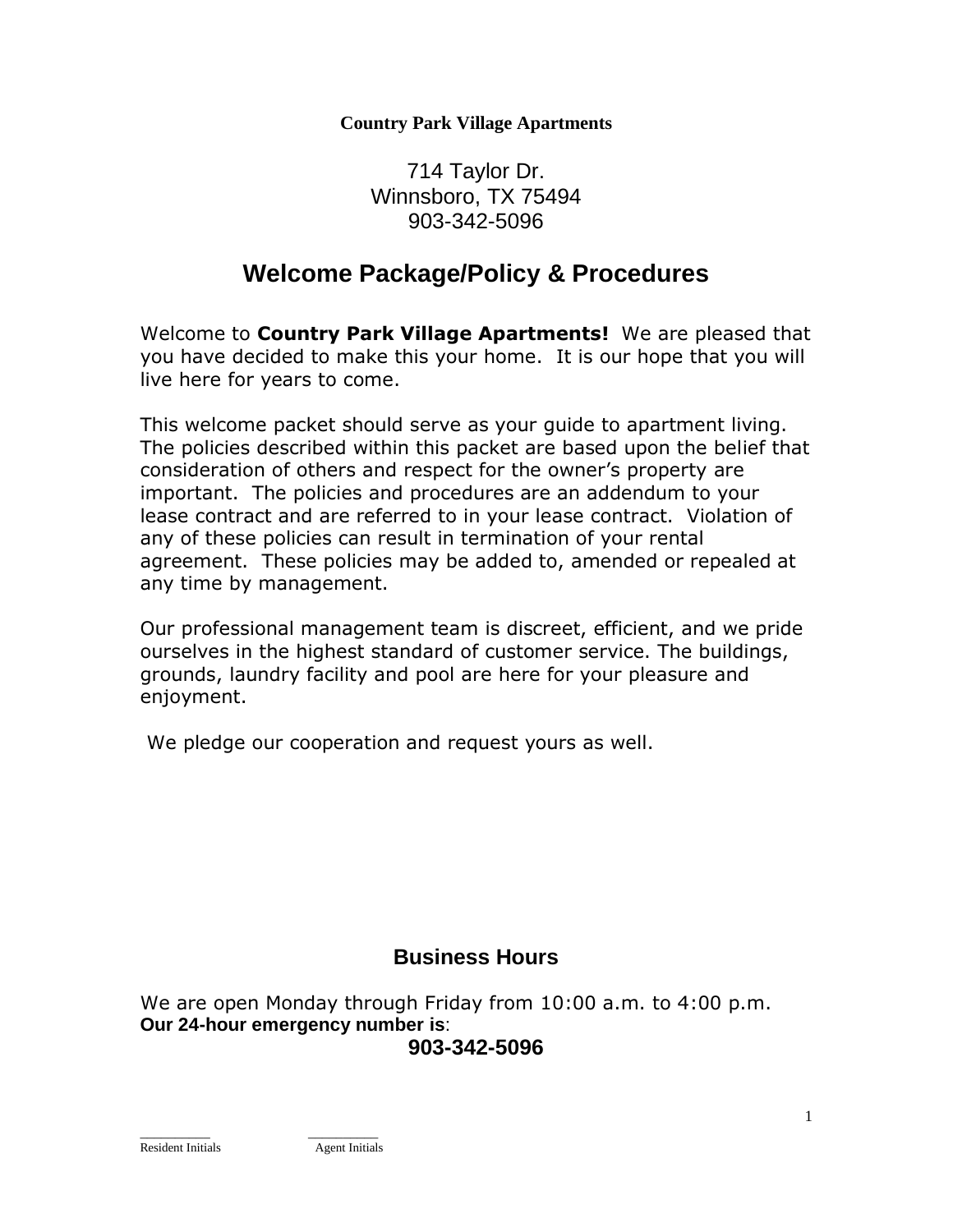**Country Park Village Apartments**

714 Taylor Dr.
Winnsboro, TX 75494
903-342-5096

# Welcome Package/Policy & Procedures

Welcome to **Country Park Village Apartments!** We are pleased that you have decided to make this your home. It is our hope that you will live here for years to come.

This welcome packet should serve as your guide to apartment living. The policies described within this packet are based upon the belief that consideration of others and respect for the owner's property are important. The policies and procedures are an addendum to your lease contract and are referred to in your lease contract. Violation of any of these policies can result in termination of your rental agreement. These policies may be added to, amended or repealed at any time by management.

Our professional management team is discreet, efficient, and we pride ourselves in the highest standard of customer service. The buildings, grounds, laundry facility and pool are here for your pleasure and enjoyment.

We pledge our cooperation and request yours as well.

## Business Hours

We are open Monday through Friday from 10:00 a.m. to 4:00 p.m.
**Our 24-hour emergency number is**:

**903-342-5096**

__________ __________
Resident Initials Agent Initials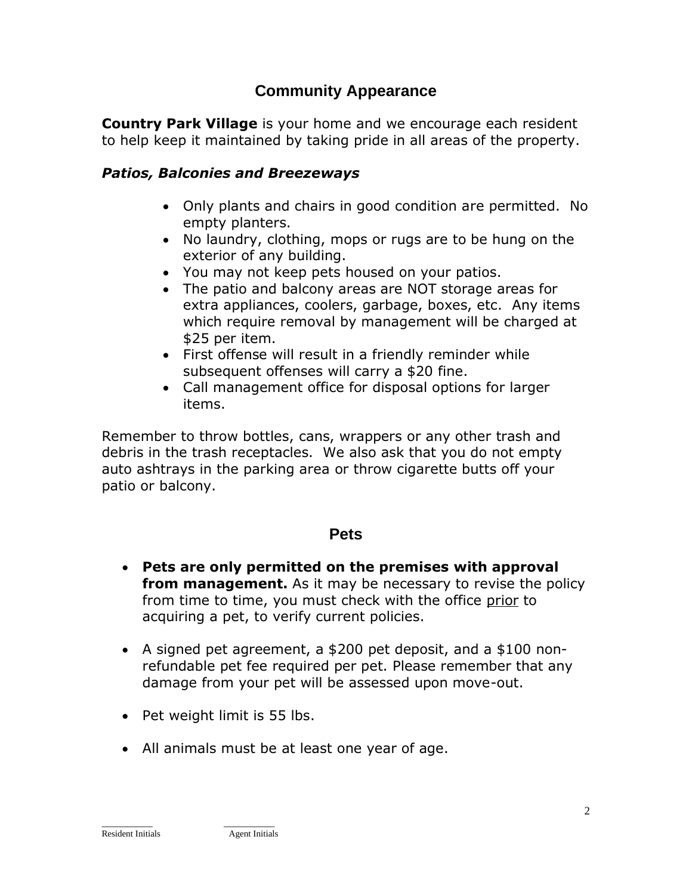## Community Appearance

**Country Park Village** is your home and we encourage each resident to help keep it maintained by taking pride in all areas of the property.

### *Patios, Balconies and Breezeways*

- Only plants and chairs in good condition are permitted. No empty planters.
- No laundry, clothing, mops or rugs are to be hung on the exterior of any building.
- You may not keep pets housed on your patios.
- The patio and balcony areas are NOT storage areas for extra appliances, coolers, garbage, boxes, etc. Any items which require removal by management will be charged at $25 per item.
- First offense will result in a friendly reminder while subsequent offenses will carry a $20 fine.
- Call management office for disposal options for larger items.

Remember to throw bottles, cans, wrappers or any other trash and debris in the trash receptacles. We also ask that you do not empty auto ashtrays in the parking area or throw cigarette butts off your patio or balcony.

## Pets

- **Pets are only permitted on the premises with approval from management.** As it may be necessary to revise the policy from time to time, you must check with the office <u>prior</u> to acquiring a pet, to verify current policies.

- A signed pet agreement, a $200 pet deposit, and a $100 non-refundable pet fee required per pet. Please remember that any damage from your pet will be assessed upon move-out.

- Pet weight limit is 55 lbs.

- All animals must be at least one year of age.

__________ Resident Initials __________ Agent Initials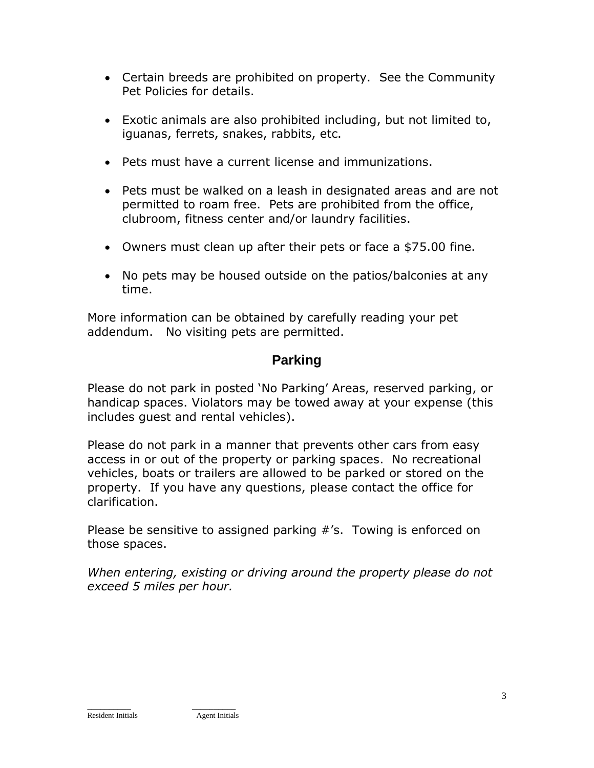- Certain breeds are prohibited on property. See the Community Pet Policies for details.

- Exotic animals are also prohibited including, but not limited to, iguanas, ferrets, snakes, rabbits, etc.

- Pets must have a current license and immunizations.

- Pets must be walked on a leash in designated areas and are not permitted to roam free. Pets are prohibited from the office, clubroom, fitness center and/or laundry facilities.

- Owners must clean up after their pets or face a $75.00 fine.

- No pets may be housed outside on the patios/balconies at any time.

More information can be obtained by carefully reading your pet addendum. No visiting pets are permitted.

## Parking

Please do not park in posted 'No Parking' Areas, reserved parking, or handicap spaces. Violators may be towed away at your expense (this includes guest and rental vehicles).

Please do not park in a manner that prevents other cars from easy access in or out of the property or parking spaces. No recreational vehicles, boats or trailers are allowed to be parked or stored on the property. If you have any questions, please contact the office for clarification.

Please be sensitive to assigned parking #'s. Towing is enforced on those spaces.

*When entering, existing or driving around the property please do not exceed 5 miles per hour.*

__________ Resident Initials __________ Agent Initials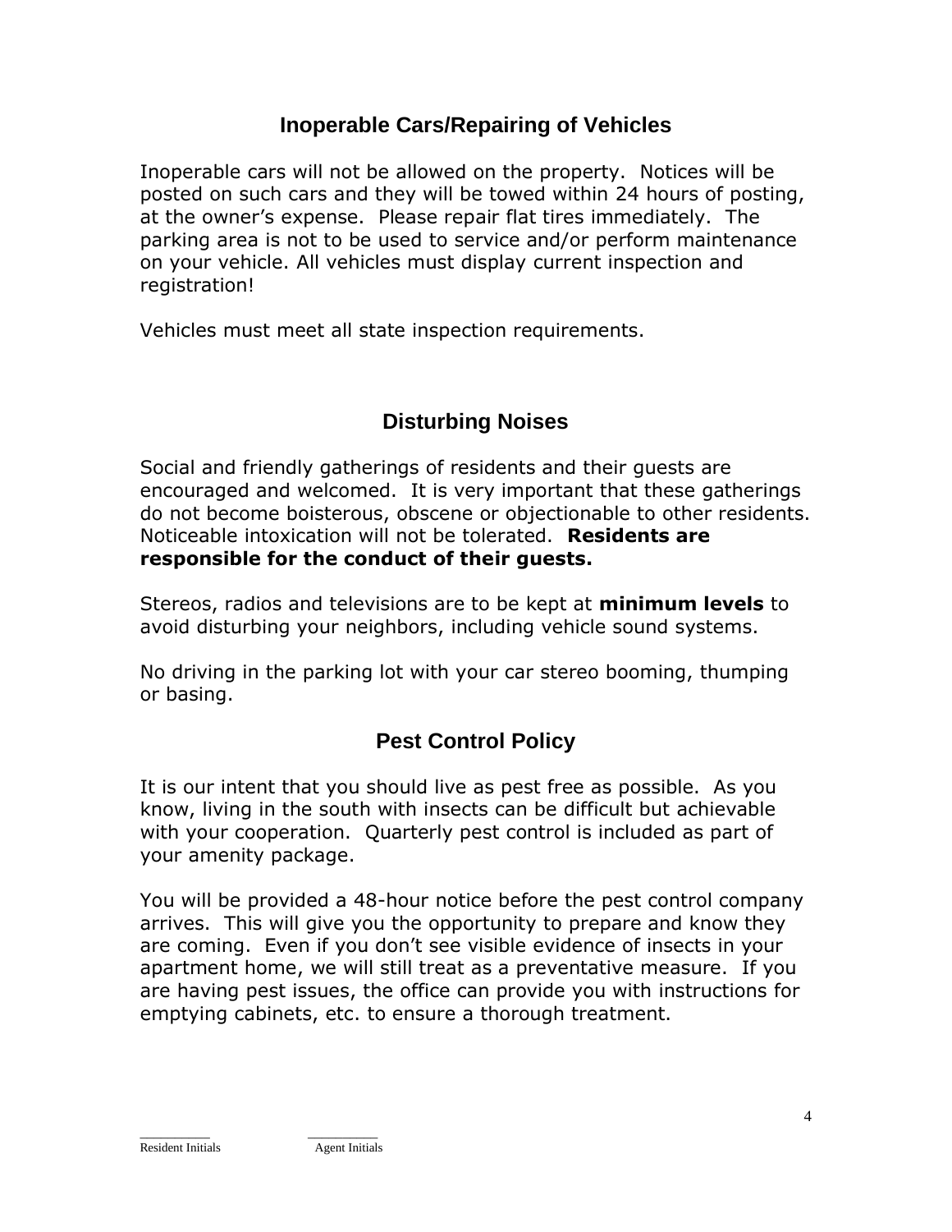## Inoperable Cars/Repairing of Vehicles

Inoperable cars will not be allowed on the property. Notices will be posted on such cars and they will be towed within 24 hours of posting, at the owner's expense. Please repair flat tires immediately. The parking area is not to be used to service and/or perform maintenance on your vehicle. All vehicles must display current inspection and registration!

Vehicles must meet all state inspection requirements.

## Disturbing Noises

Social and friendly gatherings of residents and their guests are encouraged and welcomed. It is very important that these gatherings do not become boisterous, obscene or objectionable to other residents. Noticeable intoxication will not be tolerated. **Residents are responsible for the conduct of their guests.**

Stereos, radios and televisions are to be kept at **minimum levels** to avoid disturbing your neighbors, including vehicle sound systems.

No driving in the parking lot with your car stereo booming, thumping or basing.

## Pest Control Policy

It is our intent that you should live as pest free as possible. As you know, living in the south with insects can be difficult but achievable with your cooperation. Quarterly pest control is included as part of your amenity package.

You will be provided a 48-hour notice before the pest control company arrives. This will give you the opportunity to prepare and know they are coming. Even if you don't see visible evidence of insects in your apartment home, we will still treat as a preventative measure. If you are having pest issues, the office can provide you with instructions for emptying cabinets, etc. to ensure a thorough treatment.

\_\_\_\_\_\_\_\_\_\_ Resident Initials &nbsp;&nbsp;&nbsp;&nbsp; \_\_\_\_\_\_\_\_\_\_ Agent Initials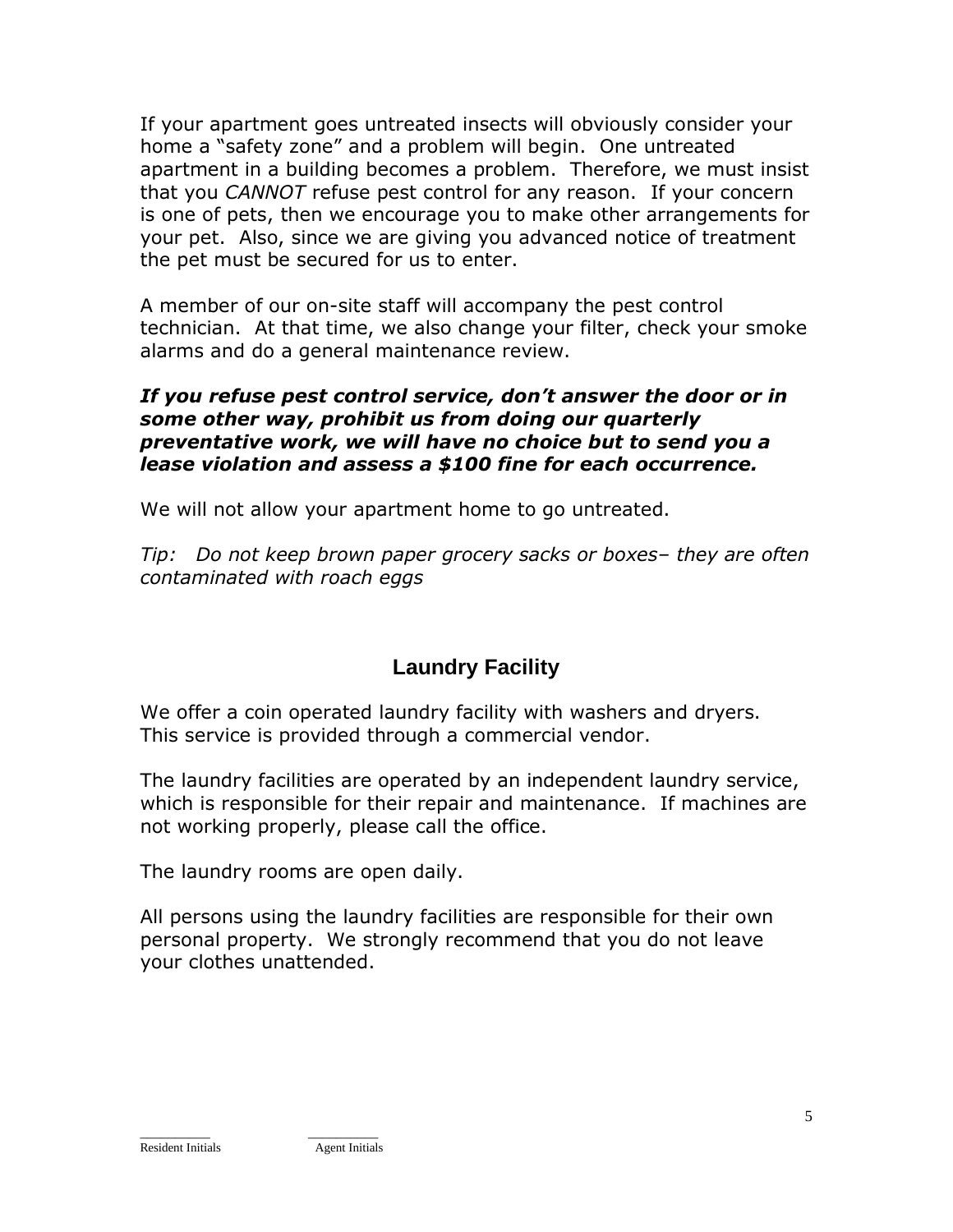If your apartment goes untreated insects will obviously consider your home a "safety zone" and a problem will begin. One untreated apartment in a building becomes a problem. Therefore, we must insist that you *CANNOT* refuse pest control for any reason. If your concern is one of pets, then we encourage you to make other arrangements for your pet. Also, since we are giving you advanced notice of treatment the pet must be secured for us to enter.

A member of our on-site staff will accompany the pest control technician. At that time, we also change your filter, check your smoke alarms and do a general maintenance review.

***If you refuse pest control service, don't answer the door or in some other way, prohibit us from doing our quarterly preventative work, we will have no choice but to send you a lease violation and assess a $100 fine for each occurrence.***

We will not allow your apartment home to go untreated.

*Tip: Do not keep brown paper grocery sacks or boxes– they are often contaminated with roach eggs*

## Laundry Facility

We offer a coin operated laundry facility with washers and dryers. This service is provided through a commercial vendor.

The laundry facilities are operated by an independent laundry service, which is responsible for their repair and maintenance. If machines are not working properly, please call the office.

The laundry rooms are open daily.

All persons using the laundry facilities are responsible for their own personal property. We strongly recommend that you do not leave your clothes unattended.

__________ Resident Initials __________ Agent Initials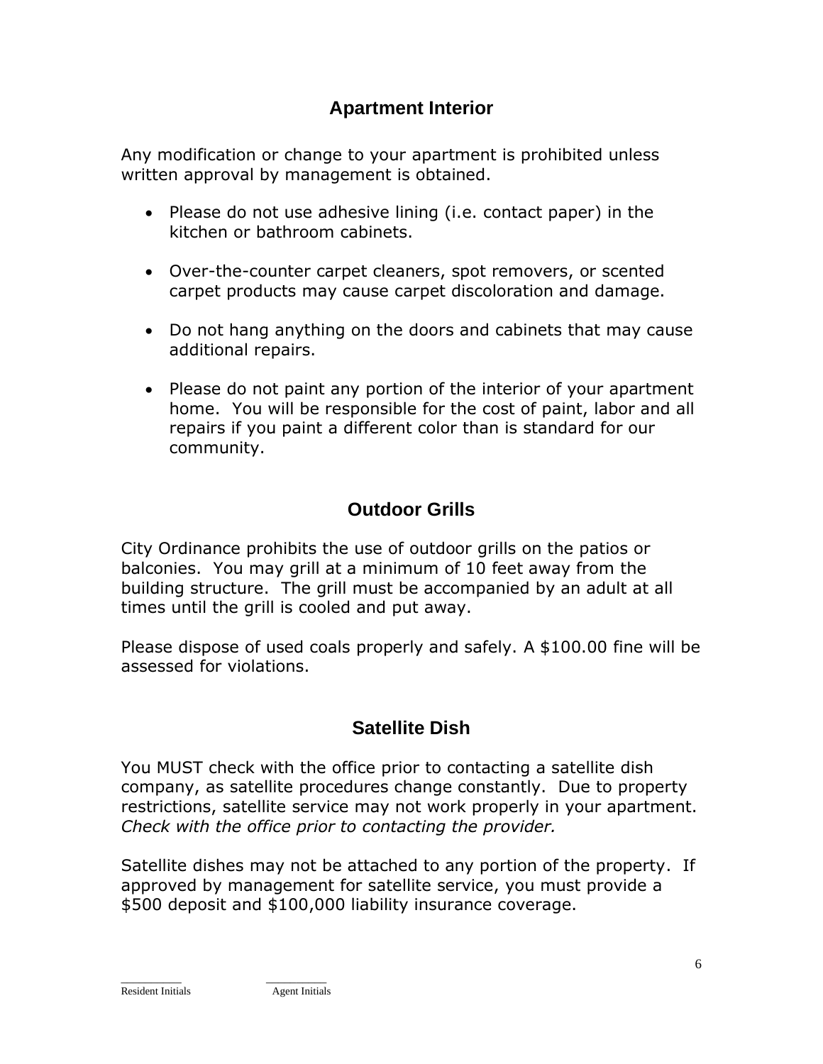## Apartment Interior

Any modification or change to your apartment is prohibited unless written approval by management is obtained.

- Please do not use adhesive lining (i.e. contact paper) in the kitchen or bathroom cabinets.
- Over-the-counter carpet cleaners, spot removers, or scented carpet products may cause carpet discoloration and damage.
- Do not hang anything on the doors and cabinets that may cause additional repairs.
- Please do not paint any portion of the interior of your apartment home. You will be responsible for the cost of paint, labor and all repairs if you paint a different color than is standard for our community.

## Outdoor Grills

City Ordinance prohibits the use of outdoor grills on the patios or balconies. You may grill at a minimum of 10 feet away from the building structure. The grill must be accompanied by an adult at all times until the grill is cooled and put away.

Please dispose of used coals properly and safely. A $100.00 fine will be assessed for violations.

## Satellite Dish

You MUST check with the office prior to contacting a satellite dish company, as satellite procedures change constantly. Due to property restrictions, satellite service may not work properly in your apartment. *Check with the office prior to contacting the provider.*

Satellite dishes may not be attached to any portion of the property. If approved by management for satellite service, you must provide a $500 deposit and $100,000 liability insurance coverage.

__________ Resident Initials __________ Agent Initials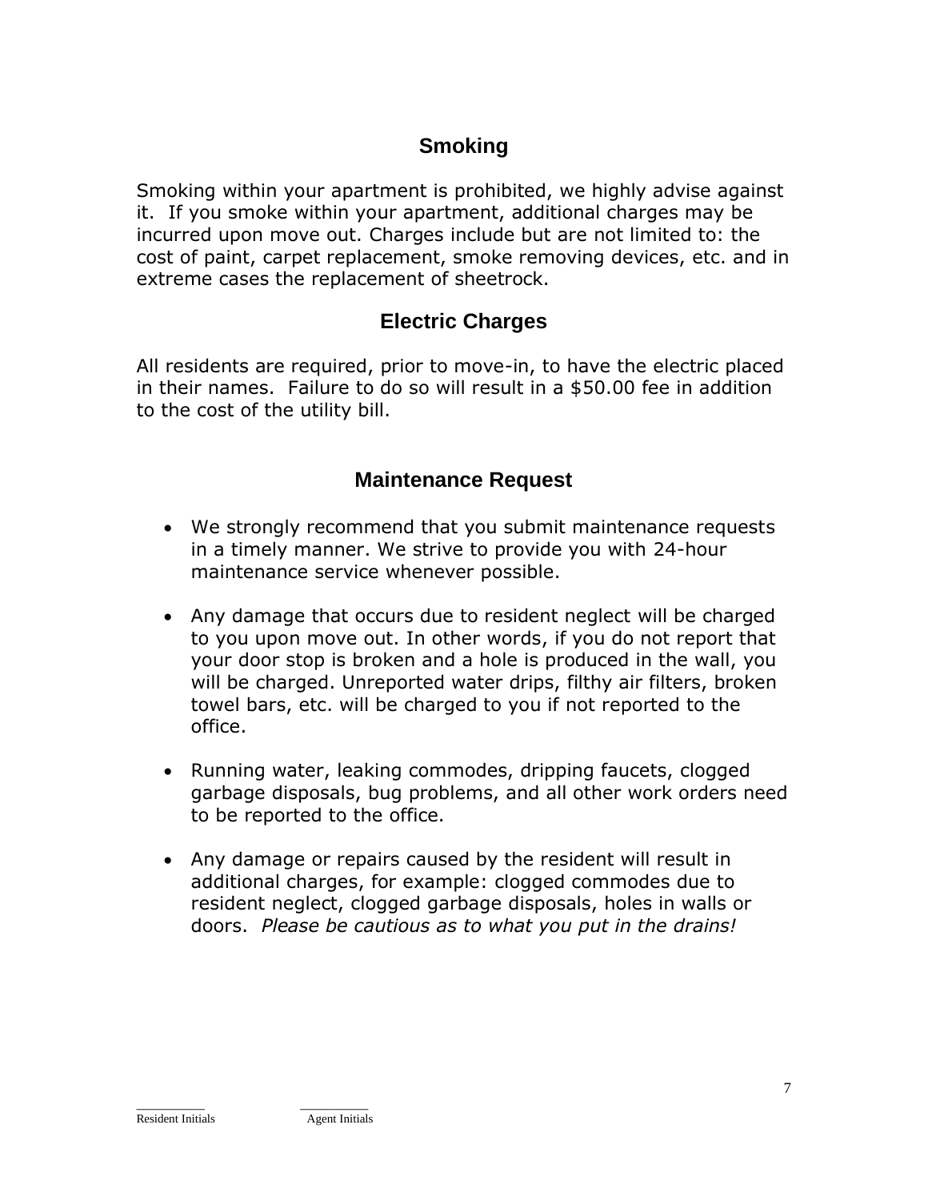## Smoking

Smoking within your apartment is prohibited, we highly advise against it. If you smoke within your apartment, additional charges may be incurred upon move out. Charges include but are not limited to: the cost of paint, carpet replacement, smoke removing devices, etc. and in extreme cases the replacement of sheetrock.

## Electric Charges

All residents are required, prior to move-in, to have the electric placed in their names. Failure to do so will result in a $50.00 fee in addition to the cost of the utility bill.

## Maintenance Request

- We strongly recommend that you submit maintenance requests in a timely manner. We strive to provide you with 24-hour maintenance service whenever possible.
- Any damage that occurs due to resident neglect will be charged to you upon move out. In other words, if you do not report that your door stop is broken and a hole is produced in the wall, you will be charged. Unreported water drips, filthy air filters, broken towel bars, etc. will be charged to you if not reported to the office.
- Running water, leaking commodes, dripping faucets, clogged garbage disposals, bug problems, and all other work orders need to be reported to the office.
- Any damage or repairs caused by the resident will result in additional charges, for example: clogged commodes due to resident neglect, clogged garbage disposals, holes in walls or doors. *Please be cautious as to what you put in the drains!*

__________ Resident Initials __________ Agent Initials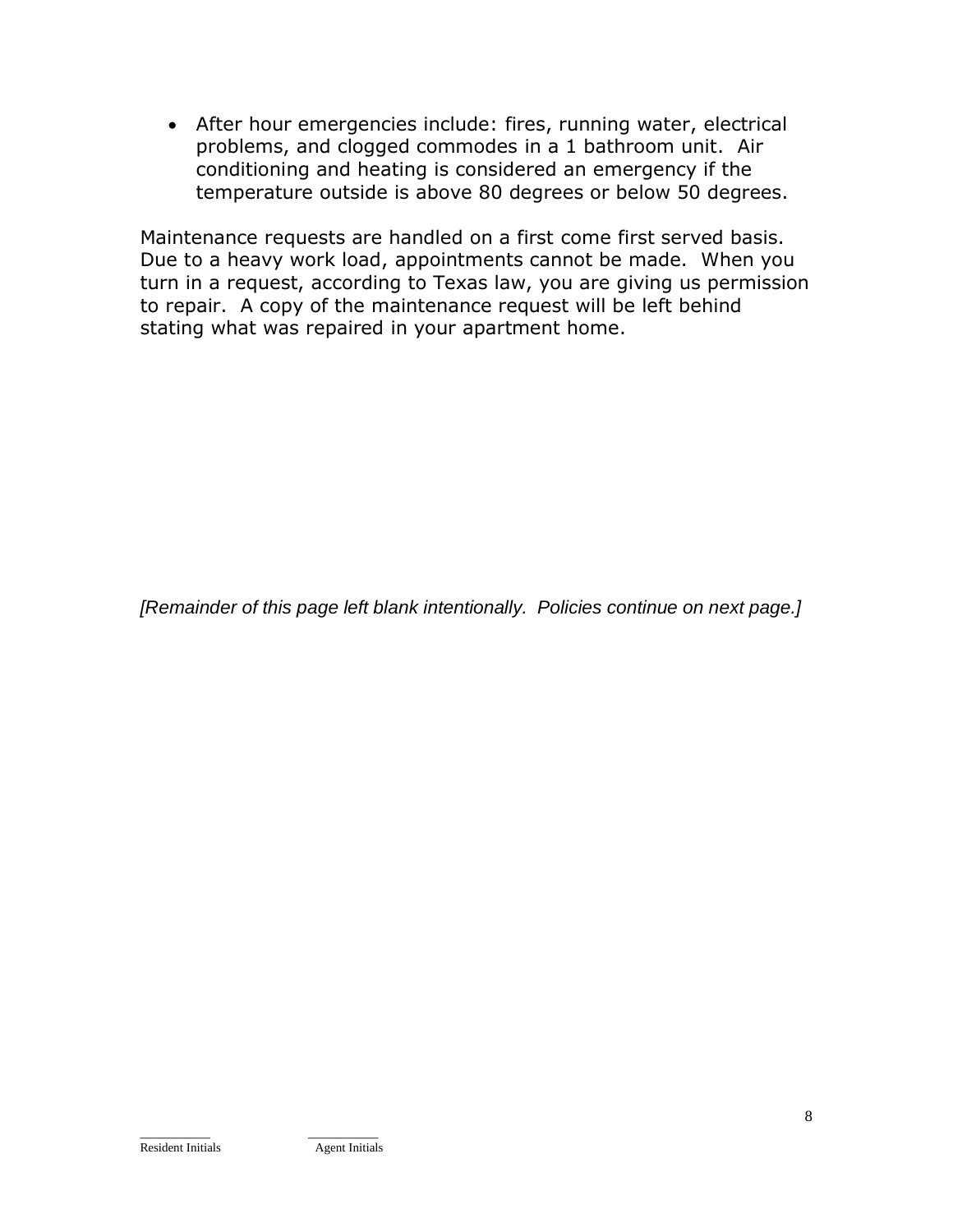- After hour emergencies include: fires, running water, electrical problems, and clogged commodes in a 1 bathroom unit. Air conditioning and heating is considered an emergency if the temperature outside is above 80 degrees or below 50 degrees.

Maintenance requests are handled on a first come first served basis. Due to a heavy work load, appointments cannot be made. When you turn in a request, according to Texas law, you are giving us permission to repair. A copy of the maintenance request will be left behind stating what was repaired in your apartment home.

*[Remainder of this page left blank intentionally. Policies continue on next page.]*

\_\_\_\_\_\_\_\_\_\_ Resident Initials　　　\_\_\_\_\_\_\_\_\_\_ Agent Initials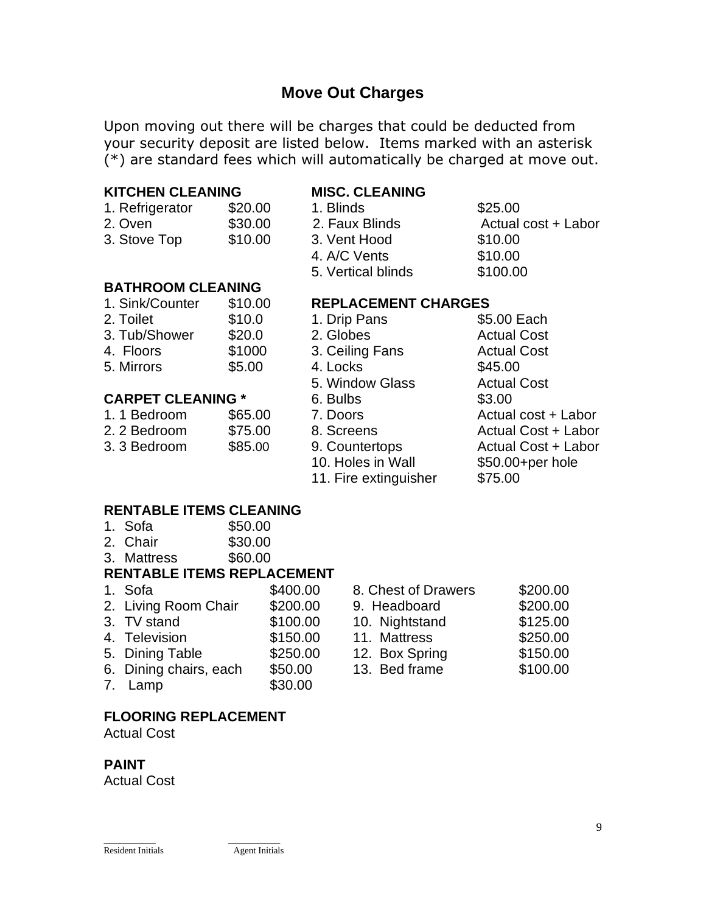# Move Out Charges

Upon moving out there will be charges that could be deducted from your security deposit are listed below. Items marked with an asterisk (*) are standard fees which will automatically be charged at move out.

### KITCHEN CLEANING

| | |
|---|---|
| 1. Refrigerator | $20.00 |
| 2. Oven | $30.00 |
| 3. Stove Top | $10.00 |

### BATHROOM CLEANING

| | |
|---|---|
| 1. Sink/Counter | $10.00 |
| 2. Toilet | $10.0 |
| 3. Tub/Shower | $20.0 |
| 4. Floors | $1000 |
| 5. Mirrors | $5.00 |

### CARPET CLEANING *

| | |
|---|---|
| 1. 1 Bedroom | $65.00 |
| 2. 2 Bedroom | $75.00 |
| 3. 3 Bedroom | $85.00 |

### MISC. CLEANING

| | |
|---|---|
| 1. Blinds | $25.00 |
| 2. Faux Blinds | Actual cost + Labor |
| 3. Vent Hood | $10.00 |
| 4. A/C Vents | $10.00 |
| 5. Vertical blinds | $100.00 |

### REPLACEMENT CHARGES

| | |
|---|---|
| 1. Drip Pans | $5.00 Each |
| 2. Globes | Actual Cost |
| 3. Ceiling Fans | Actual Cost |
| 4. Locks | $45.00 |
| 5. Window Glass | Actual Cost |
| 6. Bulbs | $3.00 |
| 7. Doors | Actual cost + Labor |
| 8. Screens | Actual Cost + Labor |
| 9. Countertops | Actual Cost + Labor |
| 10. Holes in Wall | $50.00+per hole |
| 11. Fire extinguisher | $75.00 |

### RENTABLE ITEMS CLEANING

| | |
|---|---|
| 1. Sofa | $50.00 |
| 2. Chair | $30.00 |
| 3. Mattress | $60.00 |

### RENTABLE ITEMS REPLACEMENT

| | |
|---|---|
| 1. Sofa | $400.00 |
| 2. Living Room Chair | $200.00 |
| 3. TV stand | $100.00 |
| 4. Television | $150.00 |
| 5. Dining Table | $250.00 |
| 6. Dining chairs, each | $50.00 |
| 7. Lamp | $30.00 |
| 8. Chest of Drawers | $200.00 |
| 9. Headboard | $200.00 |
| 10. Nightstand | $125.00 |
| 11. Mattress | $250.00 |
| 12. Box Spring | $150.00 |
| 13. Bed frame | $100.00 |

### FLOORING REPLACEMENT

Actual Cost

### PAINT

Actual Cost

__________ __________

Resident Initials Agent Initials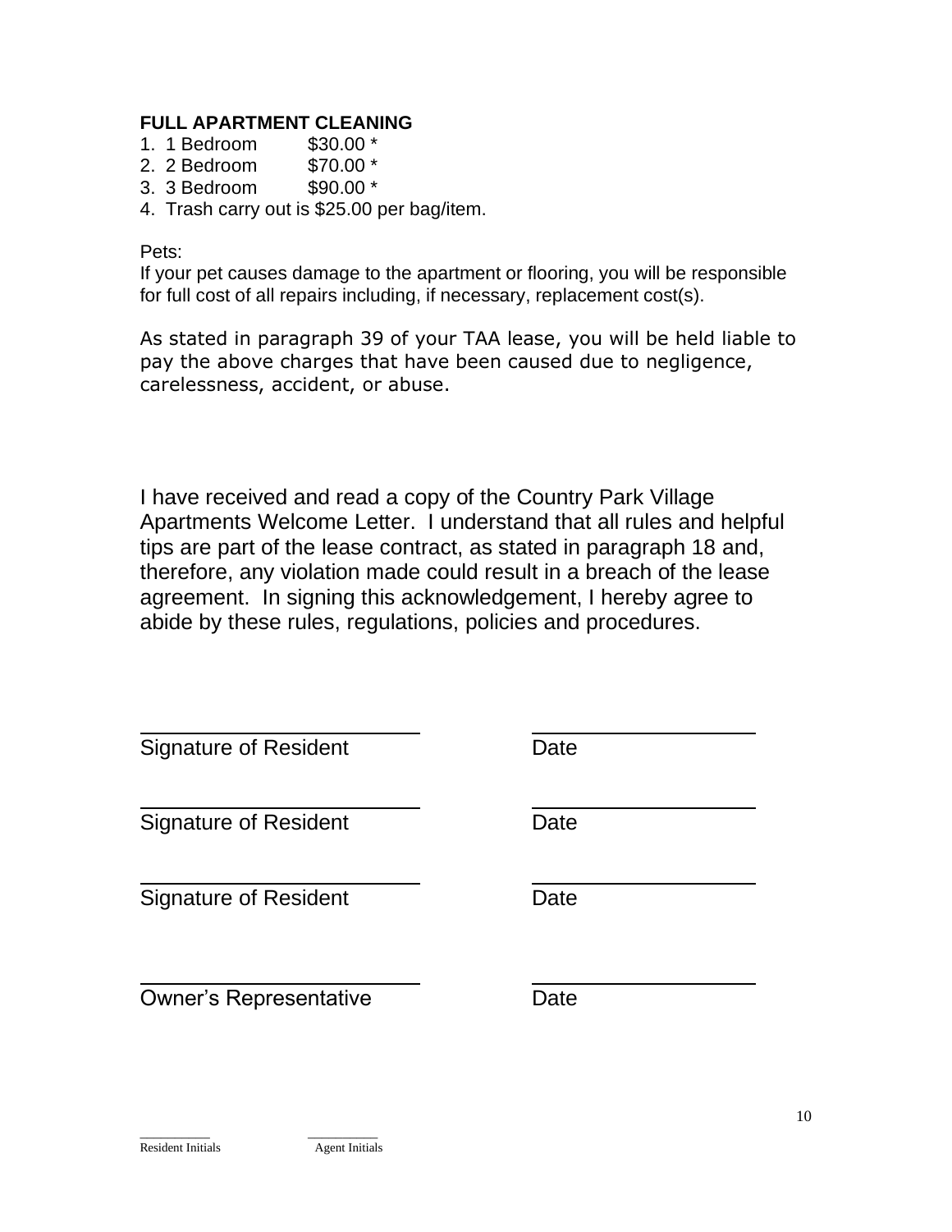**FULL APARTMENT CLEANING**

1. 1 Bedroom $30.00 *
2. 2 Bedroom $70.00 *
3. 3 Bedroom $90.00 *
4. Trash carry out is $25.00 per bag/item.

Pets:

If your pet causes damage to the apartment or flooring, you will be responsible for full cost of all repairs including, if necessary, replacement cost(s).

As stated in paragraph 39 of your TAA lease, you will be held liable to pay the above charges that have been caused due to negligence, carelessness, accident, or abuse.

I have received and read a copy of the Country Park Village Apartments Welcome Letter. I understand that all rules and helpful tips are part of the lease contract, as stated in paragraph 18 and, therefore, any violation made could result in a breach of the lease agreement. In signing this acknowledgement, I hereby agree to abide by these rules, regulations, policies and procedures.

\_\_\_\_\_\_\_\_\_\_\_\_\_\_\_\_\_\_\_\_\_\_\_\_ \_\_\_\_\_\_\_\_\_\_\_\_\_\_\_\_\_\_\_\_
Signature of Resident Date

\_\_\_\_\_\_\_\_\_\_\_\_\_\_\_\_\_\_\_\_\_\_\_\_ \_\_\_\_\_\_\_\_\_\_\_\_\_\_\_\_\_\_\_\_
Signature of Resident Date

\_\_\_\_\_\_\_\_\_\_\_\_\_\_\_\_\_\_\_\_\_\_\_\_ \_\_\_\_\_\_\_\_\_\_\_\_\_\_\_\_\_\_\_\_
Signature of Resident Date

\_\_\_\_\_\_\_\_\_\_\_\_\_\_\_\_\_\_\_\_\_\_\_\_ \_\_\_\_\_\_\_\_\_\_\_\_\_\_\_\_\_\_\_\_
Owner's Representative Date

\_\_\_\_\_\_\_\_\_\_ \_\_\_\_\_\_\_\_\_\_
Resident Initials Agent Initials